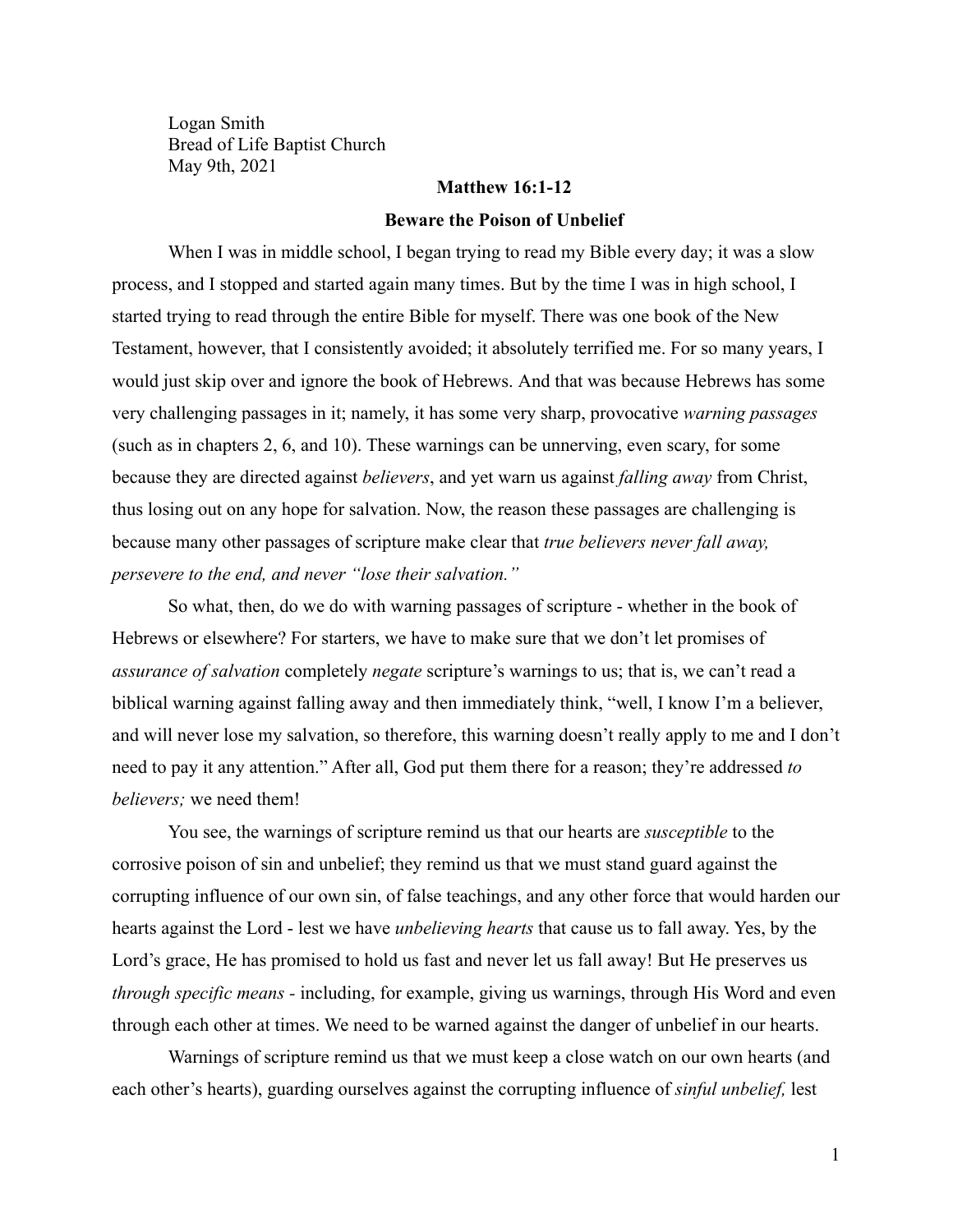Logan Smith
Bread of Life Baptist Church
May 9th, 2021

**Matthew 16:1-12**

**Beware the Poison of Unbelief**

When I was in middle school, I began trying to read my Bible every day; it was a slow process, and I stopped and started again many times. But by the time I was in high school, I started trying to read through the entire Bible for myself. There was one book of the New Testament, however, that I consistently avoided; it absolutely terrified me. For so many years, I would just skip over and ignore the book of Hebrews. And that was because Hebrews has some very challenging passages in it; namely, it has some very sharp, provocative *warning passages* (such as in chapters 2, 6, and 10). These warnings can be unnerving, even scary, for some because they are directed against *believers*, and yet warn us against *falling away* from Christ, thus losing out on any hope for salvation. Now, the reason these passages are challenging is because many other passages of scripture make clear that *true believers never fall away, persevere to the end, and never "lose their salvation."*

So what, then, do we do with warning passages of scripture - whether in the book of Hebrews or elsewhere? For starters, we have to make sure that we don't let promises of *assurance of salvation* completely *negate* scripture's warnings to us; that is, we can't read a biblical warning against falling away and then immediately think, "well, I know I'm a believer, and will never lose my salvation, so therefore, this warning doesn't really apply to me and I don't need to pay it any attention." After all, God put them there for a reason; they're addressed *to believers;* we need them!

You see, the warnings of scripture remind us that our hearts are *susceptible* to the corrosive poison of sin and unbelief; they remind us that we must stand guard against the corrupting influence of our own sin, of false teachings, and any other force that would harden our hearts against the Lord - lest we have *unbelieving hearts* that cause us to fall away. Yes, by the Lord's grace, He has promised to hold us fast and never let us fall away! But He preserves us *through specific means* - including, for example, giving us warnings, through His Word and even through each other at times. We need to be warned against the danger of unbelief in our hearts.

Warnings of scripture remind us that we must keep a close watch on our own hearts (and each other's hearts), guarding ourselves against the corrupting influence of *sinful unbelief,* lest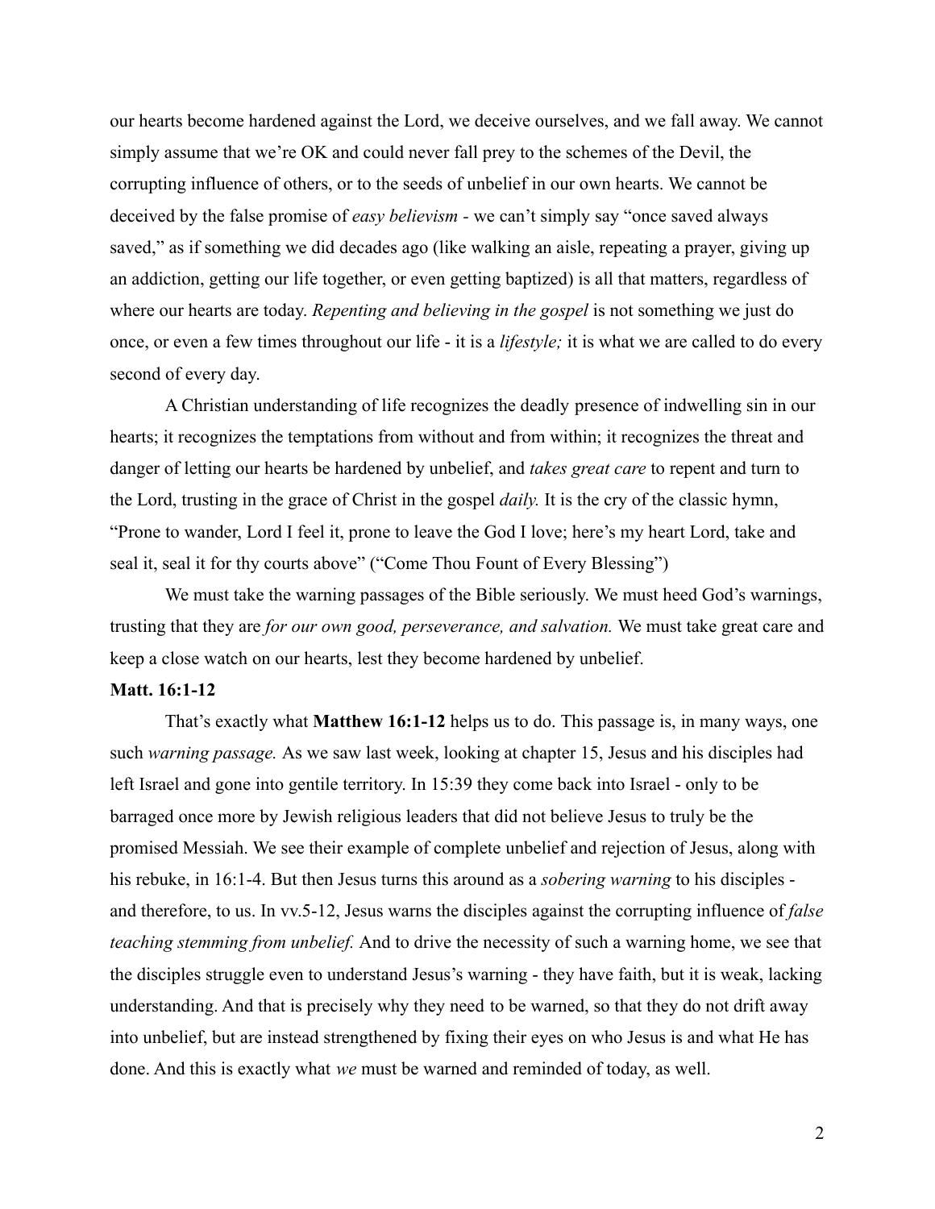our hearts become hardened against the Lord, we deceive ourselves, and we fall away. We cannot simply assume that we're OK and could never fall prey to the schemes of the Devil, the corrupting influence of others, or to the seeds of unbelief in our own hearts. We cannot be deceived by the false promise of *easy believism* - we can't simply say "once saved always saved," as if something we did decades ago (like walking an aisle, repeating a prayer, giving up an addiction, getting our life together, or even getting baptized) is all that matters, regardless of where our hearts are today. *Repenting and believing in the gospel* is not something we just do once, or even a few times throughout our life - it is a *lifestyle;* it is what we are called to do every second of every day.

A Christian understanding of life recognizes the deadly presence of indwelling sin in our hearts; it recognizes the temptations from without and from within; it recognizes the threat and danger of letting our hearts be hardened by unbelief, and *takes great care* to repent and turn to the Lord, trusting in the grace of Christ in the gospel *daily.* It is the cry of the classic hymn, "Prone to wander, Lord I feel it, prone to leave the God I love; here's my heart Lord, take and seal it, seal it for thy courts above" ("Come Thou Fount of Every Blessing")

We must take the warning passages of the Bible seriously. We must heed God's warnings, trusting that they are *for our own good, perseverance, and salvation.* We must take great care and keep a close watch on our hearts, lest they become hardened by unbelief.

**Matt. 16:1-12**

That's exactly what **Matthew 16:1-12** helps us to do. This passage is, in many ways, one such *warning passage.* As we saw last week, looking at chapter 15, Jesus and his disciples had left Israel and gone into gentile territory. In 15:39 they come back into Israel - only to be barraged once more by Jewish religious leaders that did not believe Jesus to truly be the promised Messiah. We see their example of complete unbelief and rejection of Jesus, along with his rebuke, in 16:1-4. But then Jesus turns this around as a *sobering warning* to his disciples - and therefore, to us. In vv.5-12, Jesus warns the disciples against the corrupting influence of *false teaching stemming from unbelief.* And to drive the necessity of such a warning home, we see that the disciples struggle even to understand Jesus's warning - they have faith, but it is weak, lacking understanding. And that is precisely why they need to be warned, so that they do not drift away into unbelief, but are instead strengthened by fixing their eyes on who Jesus is and what He has done. And this is exactly what *we* must be warned and reminded of today, as well.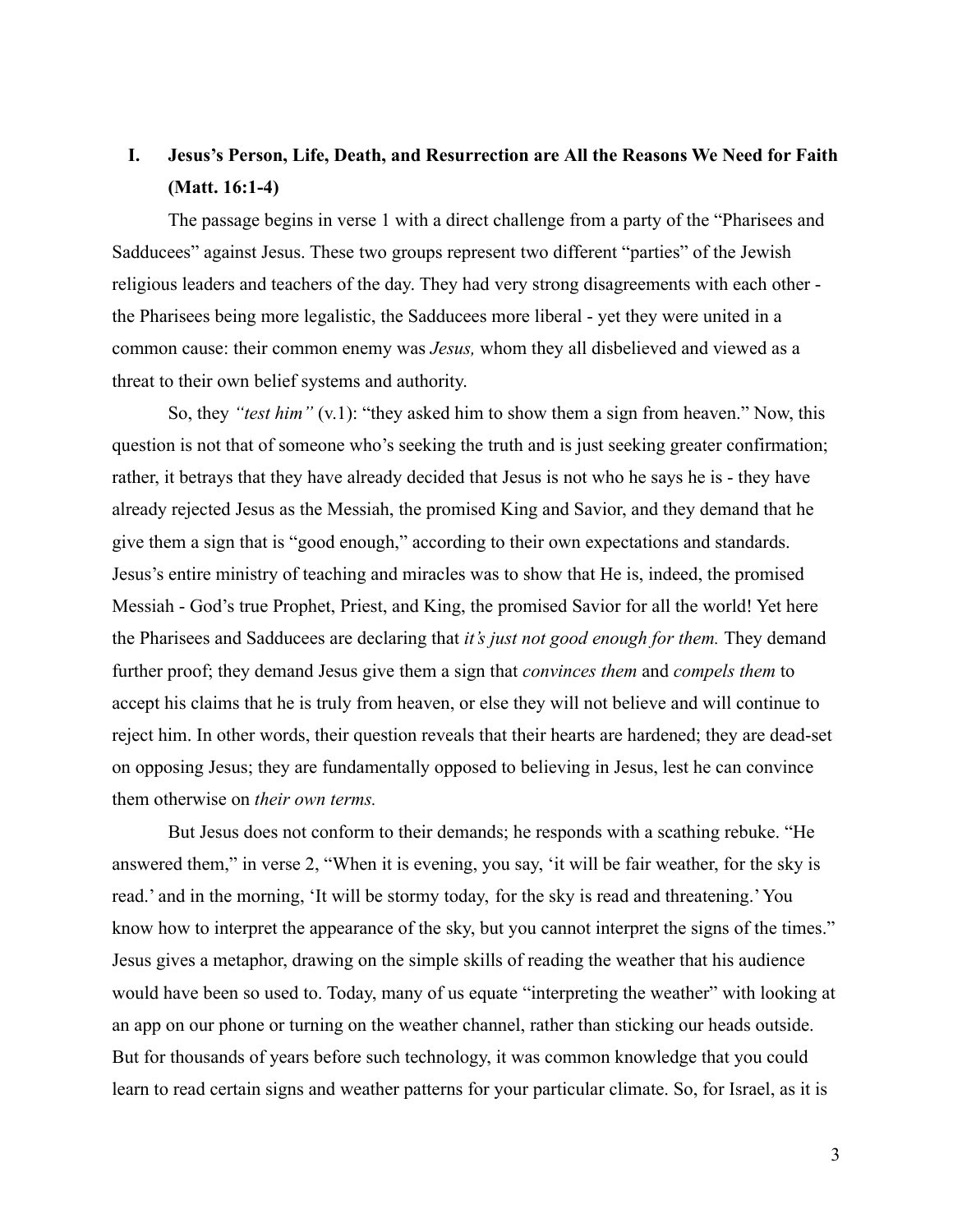## I. Jesus's Person, Life, Death, and Resurrection are All the Reasons We Need for Faith (Matt. 16:1-4)

The passage begins in verse 1 with a direct challenge from a party of the "Pharisees and Sadducees" against Jesus. These two groups represent two different "parties" of the Jewish religious leaders and teachers of the day. They had very strong disagreements with each other - the Pharisees being more legalistic, the Sadducees more liberal - yet they were united in a common cause: their common enemy was *Jesus,* whom they all disbelieved and viewed as a threat to their own belief systems and authority.

So, they *"test him"* (v.1): "they asked him to show them a sign from heaven." Now, this question is not that of someone who's seeking the truth and is just seeking greater confirmation; rather, it betrays that they have already decided that Jesus is not who he says he is - they have already rejected Jesus as the Messiah, the promised King and Savior, and they demand that he give them a sign that is "good enough," according to their own expectations and standards. Jesus's entire ministry of teaching and miracles was to show that He is, indeed, the promised Messiah - God's true Prophet, Priest, and King, the promised Savior for all the world! Yet here the Pharisees and Sadducees are declaring that *it's just not good enough for them.* They demand further proof; they demand Jesus give them a sign that *convinces them* and *compels them* to accept his claims that he is truly from heaven, or else they will not believe and will continue to reject him. In other words, their question reveals that their hearts are hardened; they are dead-set on opposing Jesus; they are fundamentally opposed to believing in Jesus, lest he can convince them otherwise on *their own terms.*

But Jesus does not conform to their demands; he responds with a scathing rebuke. "He answered them," in verse 2, "When it is evening, you say, 'it will be fair weather, for the sky is read.' and in the morning, 'It will be stormy today, for the sky is read and threatening.' You know how to interpret the appearance of the sky, but you cannot interpret the signs of the times." Jesus gives a metaphor, drawing on the simple skills of reading the weather that his audience would have been so used to. Today, many of us equate "interpreting the weather" with looking at an app on our phone or turning on the weather channel, rather than sticking our heads outside. But for thousands of years before such technology, it was common knowledge that you could learn to read certain signs and weather patterns for your particular climate. So, for Israel, as it is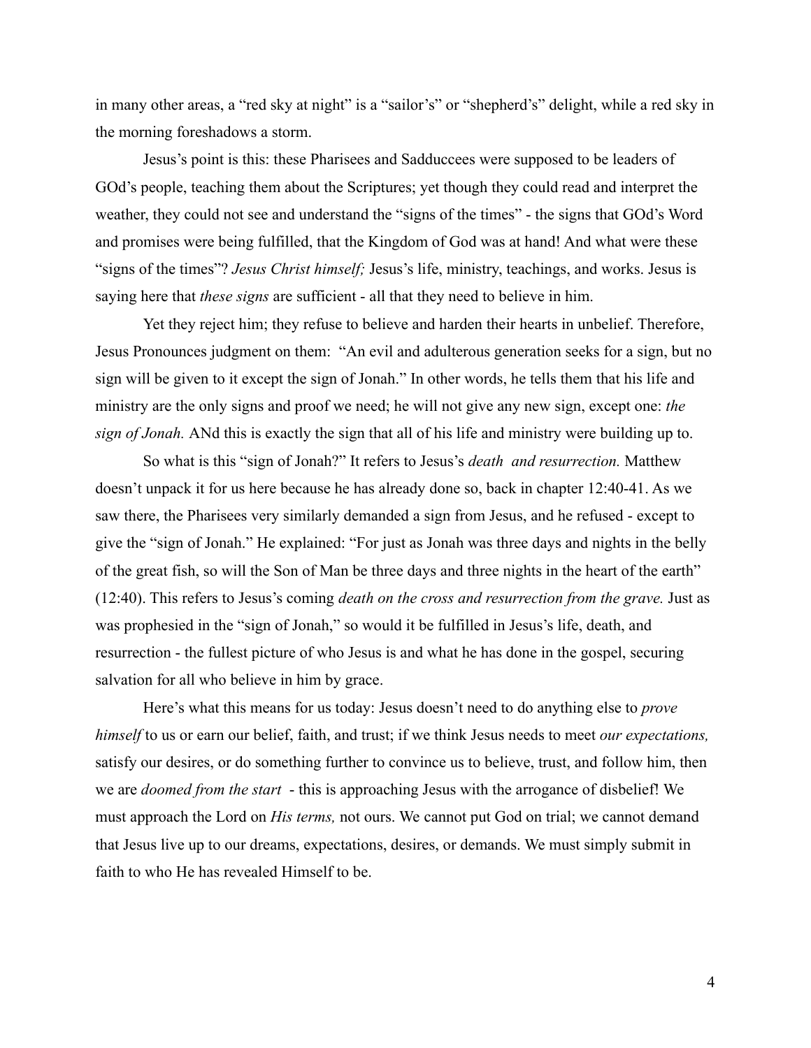in many other areas, a "red sky at night" is a "sailor's" or "shepherd's" delight, while a red sky in the morning foreshadows a storm.

Jesus's point is this: these Pharisees and Sadducees were supposed to be leaders of GOd's people, teaching them about the Scriptures; yet though they could read and interpret the weather, they could not see and understand the "signs of the times" - the signs that GOd's Word and promises were being fulfilled, that the Kingdom of God was at hand! And what were these "signs of the times"? *Jesus Christ himself;* Jesus's life, ministry, teachings, and works. Jesus is saying here that *these signs* are sufficient - all that they need to believe in him.

Yet they reject him; they refuse to believe and harden their hearts in unbelief. Therefore, Jesus Pronounces judgment on them: "An evil and adulterous generation seeks for a sign, but no sign will be given to it except the sign of Jonah." In other words, he tells them that his life and ministry are the only signs and proof we need; he will not give any new sign, except one: *the sign of Jonah.* ANd this is exactly the sign that all of his life and ministry were building up to.

So what is this "sign of Jonah?" It refers to Jesus's *death and resurrection.* Matthew doesn't unpack it for us here because he has already done so, back in chapter 12:40-41. As we saw there, the Pharisees very similarly demanded a sign from Jesus, and he refused - except to give the "sign of Jonah." He explained: "For just as Jonah was three days and nights in the belly of the great fish, so will the Son of Man be three days and three nights in the heart of the earth" (12:40). This refers to Jesus's coming *death on the cross and resurrection from the grave.* Just as was prophesied in the "sign of Jonah," so would it be fulfilled in Jesus's life, death, and resurrection - the fullest picture of who Jesus is and what he has done in the gospel, securing salvation for all who believe in him by grace.

Here's what this means for us today: Jesus doesn't need to do anything else to *prove himself* to us or earn our belief, faith, and trust; if we think Jesus needs to meet *our expectations,* satisfy our desires, or do something further to convince us to believe, trust, and follow him, then we are *doomed from the start* - this is approaching Jesus with the arrogance of disbelief! We must approach the Lord on *His terms,* not ours. We cannot put God on trial; we cannot demand that Jesus live up to our dreams, expectations, desires, or demands. We must simply submit in faith to who He has revealed Himself to be.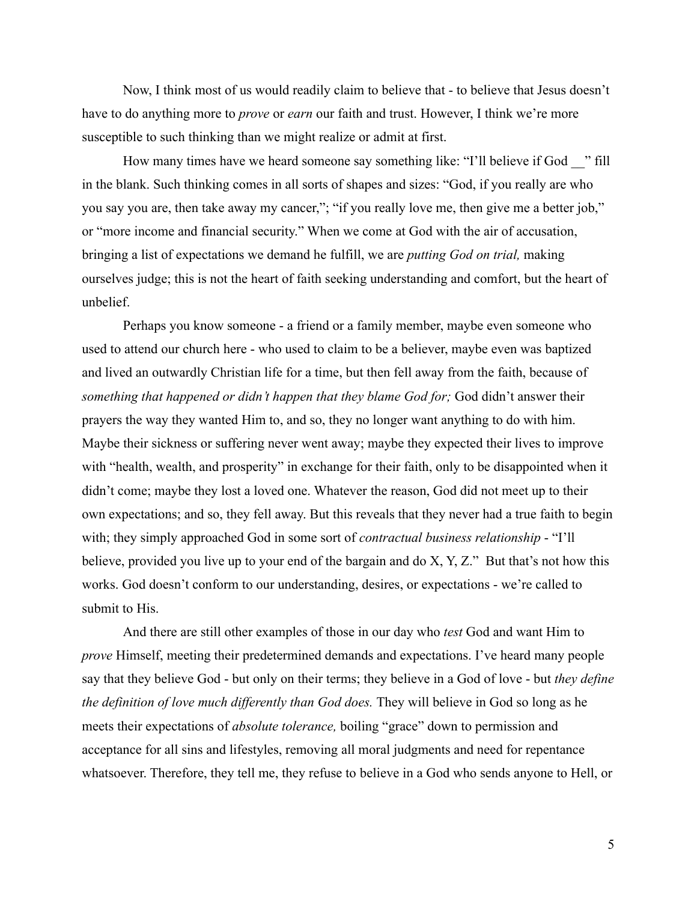Now, I think most of us would readily claim to believe that - to believe that Jesus doesn't have to do anything more to *prove* or *earn* our faith and trust. However, I think we're more susceptible to such thinking than we might realize or admit at first.

How many times have we heard someone say something like: "I'll believe if God __" fill in the blank. Such thinking comes in all sorts of shapes and sizes: "God, if you really are who you say you are, then take away my cancer,"; "if you really love me, then give me a better job," or "more income and financial security." When we come at God with the air of accusation, bringing a list of expectations we demand he fulfill, we are *putting God on trial,* making ourselves judge; this is not the heart of faith seeking understanding and comfort, but the heart of unbelief.

Perhaps you know someone - a friend or a family member, maybe even someone who used to attend our church here - who used to claim to be a believer, maybe even was baptized and lived an outwardly Christian life for a time, but then fell away from the faith, because of *something that happened or didn't happen that they blame God for;* God didn't answer their prayers the way they wanted Him to, and so, they no longer want anything to do with him. Maybe their sickness or suffering never went away; maybe they expected their lives to improve with "health, wealth, and prosperity" in exchange for their faith, only to be disappointed when it didn't come; maybe they lost a loved one. Whatever the reason, God did not meet up to their own expectations; and so, they fell away. But this reveals that they never had a true faith to begin with; they simply approached God in some sort of *contractual business relationship* - "I'll believe, provided you live up to your end of the bargain and do X, Y, Z." But that's not how this works. God doesn't conform to our understanding, desires, or expectations - we're called to submit to His.

And there are still other examples of those in our day who *test* God and want Him to *prove* Himself, meeting their predetermined demands and expectations. I've heard many people say that they believe God - but only on their terms; they believe in a God of love - but *they define the definition of love much differently than God does.* They will believe in God so long as he meets their expectations of *absolute tolerance,* boiling "grace" down to permission and acceptance for all sins and lifestyles, removing all moral judgments and need for repentance whatsoever. Therefore, they tell me, they refuse to believe in a God who sends anyone to Hell, or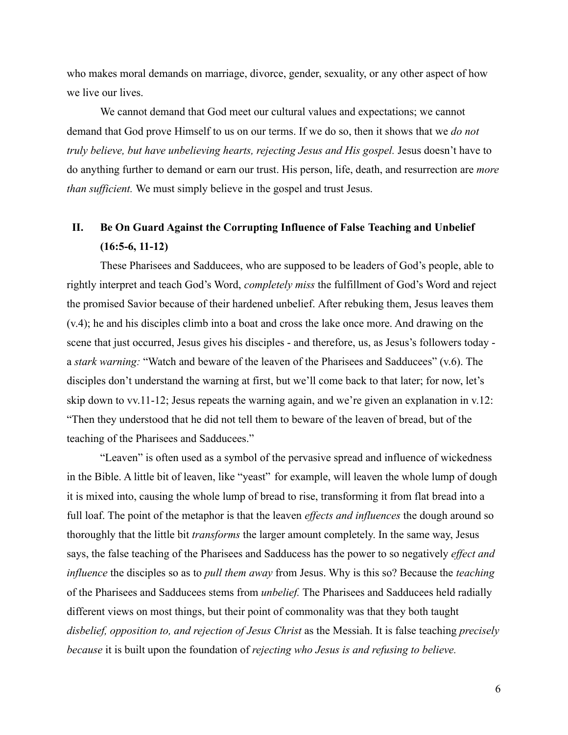who makes moral demands on marriage, divorce, gender, sexuality, or any other aspect of how we live our lives.

We cannot demand that God meet our cultural values and expectations; we cannot demand that God prove Himself to us on our terms. If we do so, then it shows that we *do not truly believe, but have unbelieving hearts, rejecting Jesus and His gospel.* Jesus doesn't have to do anything further to demand or earn our trust. His person, life, death, and resurrection are *more than sufficient.* We must simply believe in the gospel and trust Jesus.

## II. Be On Guard Against the Corrupting Influence of False Teaching and Unbelief (16:5-6, 11-12)

These Pharisees and Sadducees, who are supposed to be leaders of God's people, able to rightly interpret and teach God's Word, *completely miss* the fulfillment of God's Word and reject the promised Savior because of their hardened unbelief. After rebuking them, Jesus leaves them (v.4); he and his disciples climb into a boat and cross the lake once more. And drawing on the scene that just occurred, Jesus gives his disciples - and therefore, us, as Jesus's followers today - a *stark warning:* "Watch and beware of the leaven of the Pharisees and Sadducees" (v.6). The disciples don't understand the warning at first, but we'll come back to that later; for now, let's skip down to vv.11-12; Jesus repeats the warning again, and we're given an explanation in v.12: "Then they understood that he did not tell them to beware of the leaven of bread, but of the teaching of the Pharisees and Sadducees."

"Leaven" is often used as a symbol of the pervasive spread and influence of wickedness in the Bible. A little bit of leaven, like "yeast" for example, will leaven the whole lump of dough it is mixed into, causing the whole lump of bread to rise, transforming it from flat bread into a full loaf. The point of the metaphor is that the leaven *effects and influences* the dough around so thoroughly that the little bit *transforms* the larger amount completely. In the same way, Jesus says, the false teaching of the Pharisees and Sadducess has the power to so negatively *effect and influence* the disciples so as to *pull them away* from Jesus. Why is this so? Because the *teaching* of the Pharisees and Sadducees stems from *unbelief.* The Pharisees and Sadducees held radially different views on most things, but their point of commonality was that they both taught *disbelief, opposition to, and rejection of Jesus Christ* as the Messiah. It is false teaching *precisely because* it is built upon the foundation of *rejecting who Jesus is and refusing to believe.*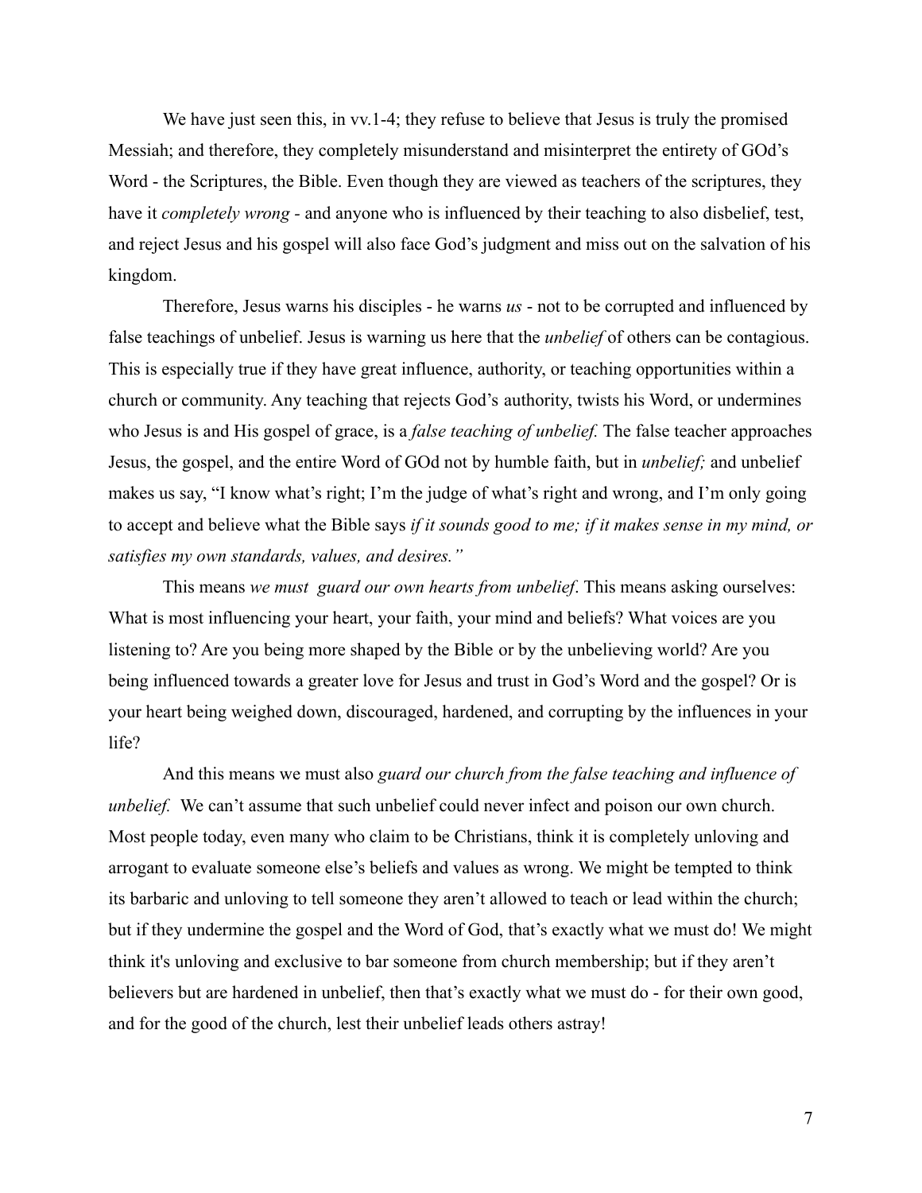We have just seen this, in vv.1-4; they refuse to believe that Jesus is truly the promised Messiah; and therefore, they completely misunderstand and misinterpret the entirety of GOd's Word - the Scriptures, the Bible. Even though they are viewed as teachers of the scriptures, they have it *completely wrong* - and anyone who is influenced by their teaching to also disbelief, test, and reject Jesus and his gospel will also face God's judgment and miss out on the salvation of his kingdom.

Therefore, Jesus warns his disciples - he warns *us* - not to be corrupted and influenced by false teachings of unbelief. Jesus is warning us here that the *unbelief* of others can be contagious. This is especially true if they have great influence, authority, or teaching opportunities within a church or community. Any teaching that rejects God's authority, twists his Word, or undermines who Jesus is and His gospel of grace, is a *false teaching of unbelief.* The false teacher approaches Jesus, the gospel, and the entire Word of GOd not by humble faith, but in *unbelief;* and unbelief makes us say, "I know what's right; I'm the judge of what's right and wrong, and I'm only going to accept and believe what the Bible says *if it sounds good to me; if it makes sense in my mind, or satisfies my own standards, values, and desires."*

This means *we must guard our own hearts from unbelief*. This means asking ourselves: What is most influencing your heart, your faith, your mind and beliefs? What voices are you listening to? Are you being more shaped by the Bible or by the unbelieving world? Are you being influenced towards a greater love for Jesus and trust in God's Word and the gospel? Or is your heart being weighed down, discouraged, hardened, and corrupting by the influences in your life?

And this means we must also *guard our church from the false teaching and influence of unbelief.* We can't assume that such unbelief could never infect and poison our own church. Most people today, even many who claim to be Christians, think it is completely unloving and arrogant to evaluate someone else's beliefs and values as wrong. We might be tempted to think its barbaric and unloving to tell someone they aren't allowed to teach or lead within the church; but if they undermine the gospel and the Word of God, that's exactly what we must do! We might think it's unloving and exclusive to bar someone from church membership; but if they aren't believers but are hardened in unbelief, then that's exactly what we must do - for their own good, and for the good of the church, lest their unbelief leads others astray!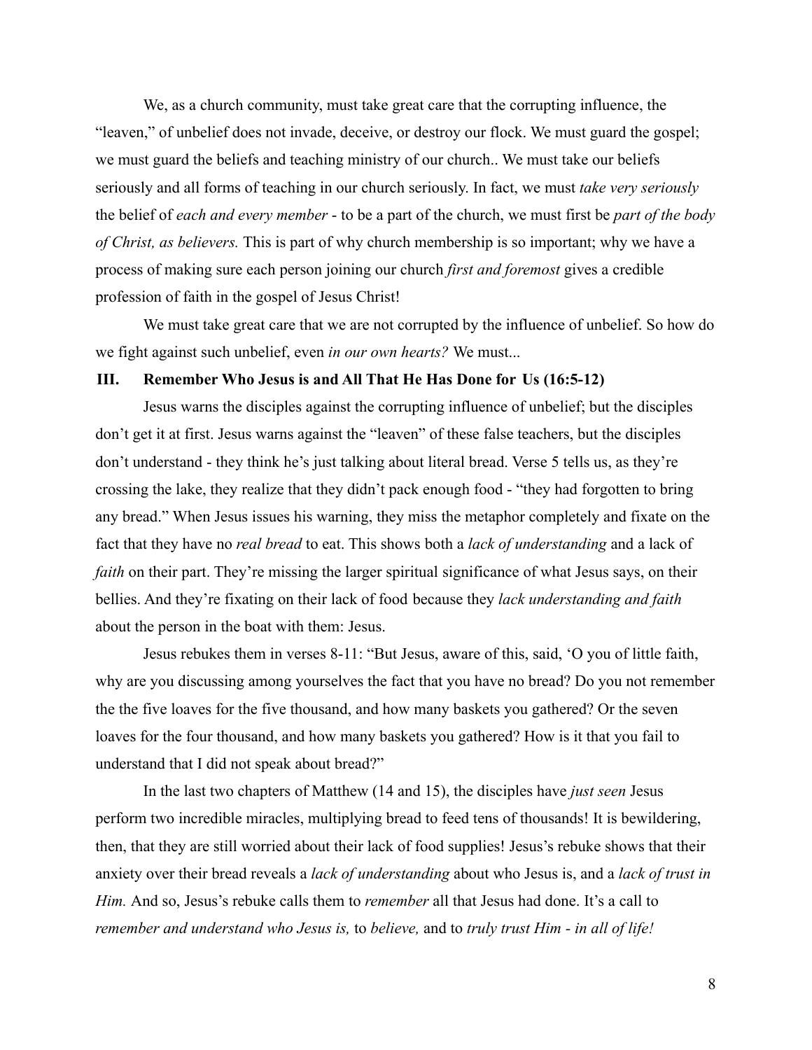We, as a church community, must take great care that the corrupting influence, the "leaven," of unbelief does not invade, deceive, or destroy our flock. We must guard the gospel; we must guard the beliefs and teaching ministry of our church.. We must take our beliefs seriously and all forms of teaching in our church seriously. In fact, we must *take very seriously* the belief of *each and every member* - to be a part of the church, we must first be *part of the body of Christ, as believers.* This is part of why church membership is so important; why we have a process of making sure each person joining our church *first and foremost* gives a credible profession of faith in the gospel of Jesus Christ!

We must take great care that we are not corrupted by the influence of unbelief. So how do we fight against such unbelief, even *in our own hearts?* We must...

## III. Remember Who Jesus is and All That He Has Done for Us (16:5-12)

Jesus warns the disciples against the corrupting influence of unbelief; but the disciples don't get it at first. Jesus warns against the "leaven" of these false teachers, but the disciples don't understand - they think he's just talking about literal bread. Verse 5 tells us, as they're crossing the lake, they realize that they didn't pack enough food - "they had forgotten to bring any bread." When Jesus issues his warning, they miss the metaphor completely and fixate on the fact that they have no *real bread* to eat. This shows both a *lack of understanding* and a lack of *faith* on their part. They're missing the larger spiritual significance of what Jesus says, on their bellies. And they're fixating on their lack of food because they *lack understanding and faith* about the person in the boat with them: Jesus.

Jesus rebukes them in verses 8-11: "But Jesus, aware of this, said, 'O you of little faith, why are you discussing among yourselves the fact that you have no bread? Do you not remember the the five loaves for the five thousand, and how many baskets you gathered? Or the seven loaves for the four thousand, and how many baskets you gathered? How is it that you fail to understand that I did not speak about bread?"

In the last two chapters of Matthew (14 and 15), the disciples have *just seen* Jesus perform two incredible miracles, multiplying bread to feed tens of thousands! It is bewildering, then, that they are still worried about their lack of food supplies! Jesus's rebuke shows that their anxiety over their bread reveals a *lack of understanding* about who Jesus is, and a *lack of trust in Him.* And so, Jesus's rebuke calls them to *remember* all that Jesus had done. It's a call to *remember and understand who Jesus is,* to *believe,* and to *truly trust Him - in all of life!*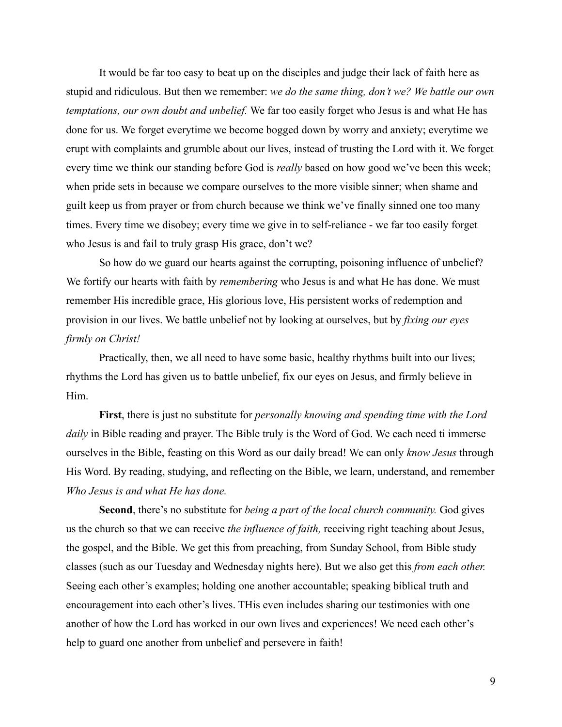It would be far too easy to beat up on the disciples and judge their lack of faith here as stupid and ridiculous. But then we remember: *we do the same thing, don't we? We battle our own temptations, our own doubt and unbelief.* We far too easily forget who Jesus is and what He has done for us. We forget everytime we become bogged down by worry and anxiety; everytime we erupt with complaints and grumble about our lives, instead of trusting the Lord with it. We forget every time we think our standing before God is *really* based on how good we've been this week; when pride sets in because we compare ourselves to the more visible sinner; when shame and guilt keep us from prayer or from church because we think we've finally sinned one too many times. Every time we disobey; every time we give in to self-reliance - we far too easily forget who Jesus is and fail to truly grasp His grace, don't we?

So how do we guard our hearts against the corrupting, poisoning influence of unbelief? We fortify our hearts with faith by *remembering* who Jesus is and what He has done. We must remember His incredible grace, His glorious love, His persistent works of redemption and provision in our lives. We battle unbelief not by looking at ourselves, but by *fixing our eyes firmly on Christ!*

Practically, then, we all need to have some basic, healthy rhythms built into our lives; rhythms the Lord has given us to battle unbelief, fix our eyes on Jesus, and firmly believe in Him.

**First**, there is just no substitute for *personally knowing and spending time with the Lord daily* in Bible reading and prayer. The Bible truly is the Word of God. We each need ti immerse ourselves in the Bible, feasting on this Word as our daily bread! We can only *know Jesus* through His Word. By reading, studying, and reflecting on the Bible, we learn, understand, and remember *Who Jesus is and what He has done.*

**Second**, there's no substitute for *being a part of the local church community.* God gives us the church so that we can receive *the influence of faith,* receiving right teaching about Jesus, the gospel, and the Bible. We get this from preaching, from Sunday School, from Bible study classes (such as our Tuesday and Wednesday nights here). But we also get this *from each other.* Seeing each other's examples; holding one another accountable; speaking biblical truth and encouragement into each other's lives. THis even includes sharing our testimonies with one another of how the Lord has worked in our own lives and experiences! We need each other's help to guard one another from unbelief and persevere in faith!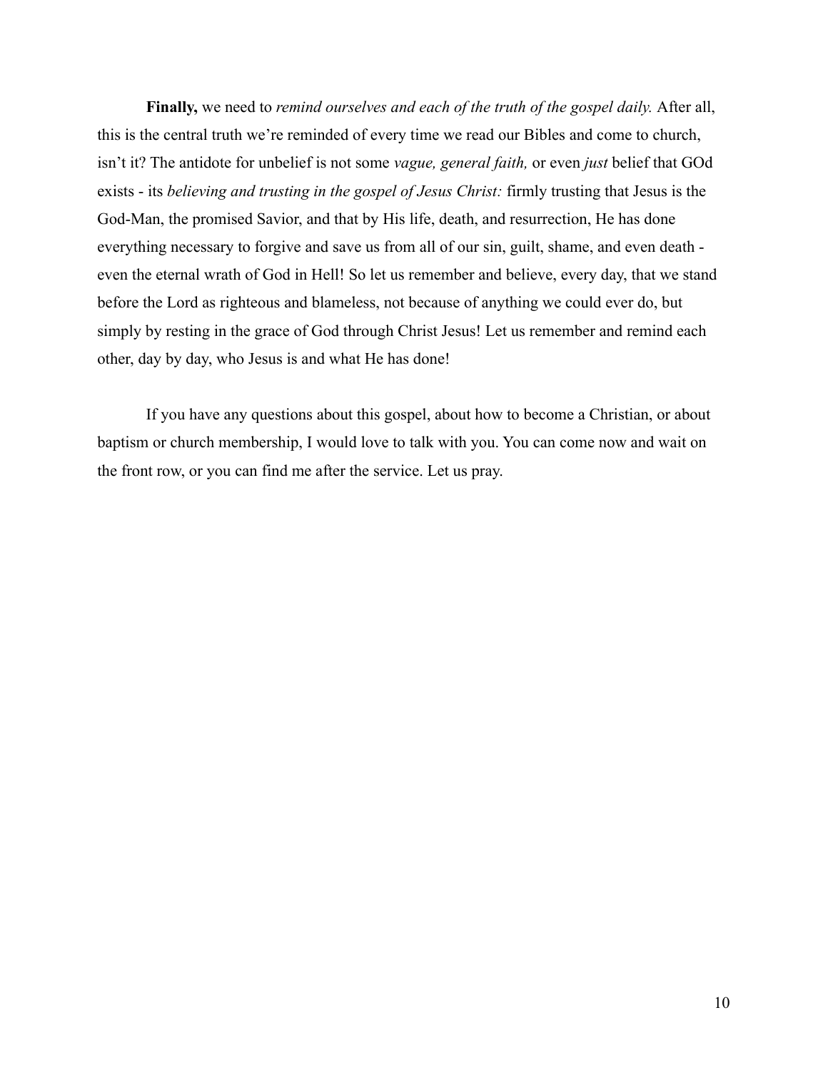**Finally,** we need to *remind ourselves and each of the truth of the gospel daily.* After all, this is the central truth we're reminded of every time we read our Bibles and come to church, isn't it? The antidote for unbelief is not some *vague, general faith,* or even *just* belief that GOd exists - its *believing and trusting in the gospel of Jesus Christ:* firmly trusting that Jesus is the God-Man, the promised Savior, and that by His life, death, and resurrection, He has done everything necessary to forgive and save us from all of our sin, guilt, shame, and even death - even the eternal wrath of God in Hell! So let us remember and believe, every day, that we stand before the Lord as righteous and blameless, not because of anything we could ever do, but simply by resting in the grace of God through Christ Jesus! Let us remember and remind each other, day by day, who Jesus is and what He has done!

If you have any questions about this gospel, about how to become a Christian, or about baptism or church membership, I would love to talk with you. You can come now and wait on the front row, or you can find me after the service. Let us pray.